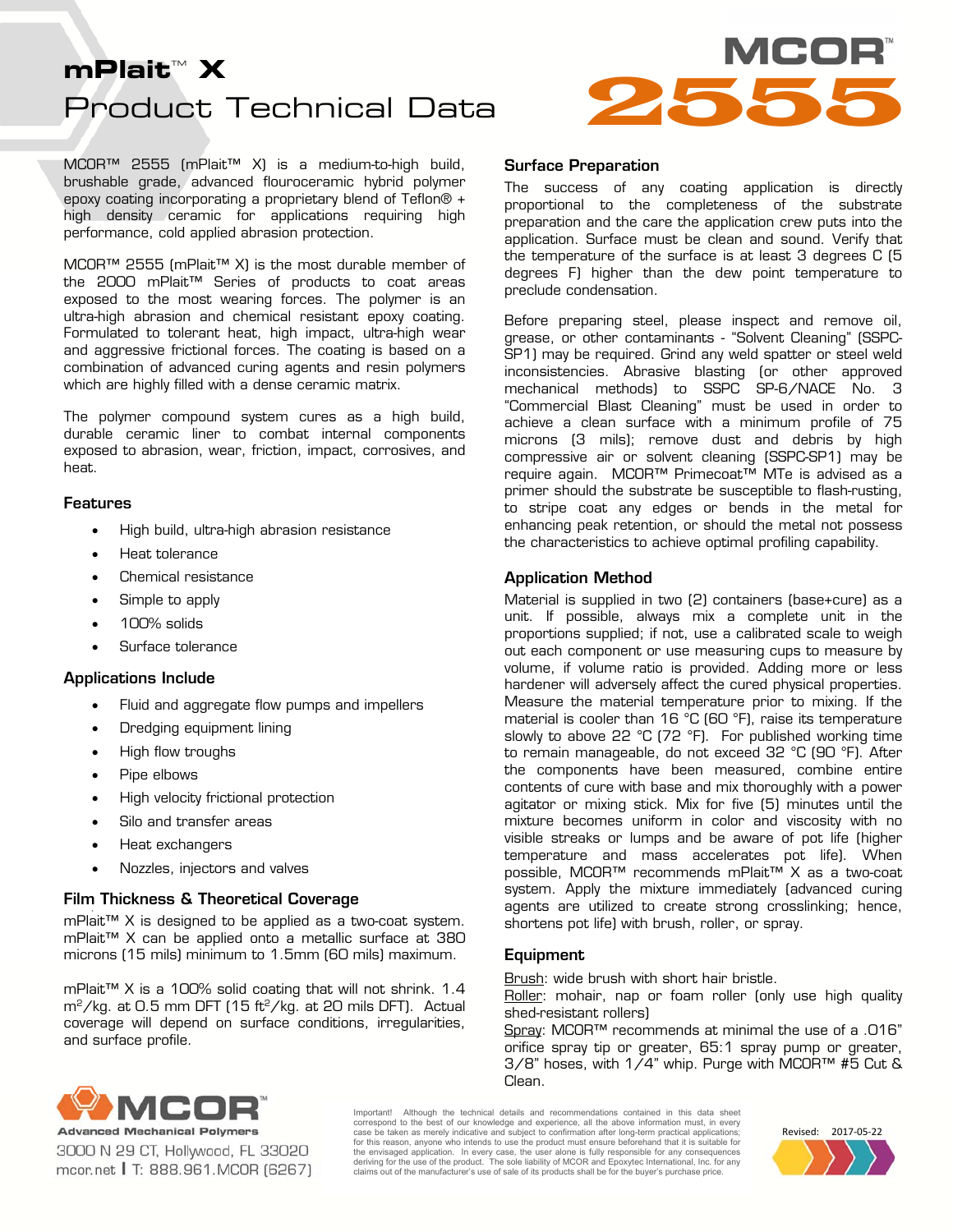# mPlait™ X

# Product Technical Data

MCOR™ 2555

MCOR™ 2555 (mPlait™ X) is a medium-to-high build, brushable grade, advanced flouroceramic hybrid polymer epoxy coating incorporating a proprietary blend of Teflon® + high density ceramic for applications requiring high performance, cold applied abrasion protection.

MCOR™ 2555 (mPlait™ X) is the most durable member of the 2000 mPlait™ Series of products to coat areas exposed to the most wearing forces. The polymer is an ultra-high abrasion and chemical resistant epoxy coating. Formulated to tolerant heat, high impact, ultra-high wear and aggressive frictional forces. The coating is based on a combination of advanced curing agents and resin polymers which are highly filled with a dense ceramic matrix.

The polymer compound system cures as a high build, durable ceramic liner to combat internal components exposed to abrasion, wear, friction, impact, corrosives, and heat.

## Features

- High build, ultra-high abrasion resistance
- Heat tolerance
- Chemical resistance
- Simple to apply
- 100% solids
- Surface tolerance

## Applications Include

- Fluid and aggregate flow pumps and impellers
- Dredging equipment lining
- High flow troughs
- Pipe elbows
- High velocity frictional protection
- Silo and transfer areas
- Heat exchangers
- Nozzles, injectors and valves

## Film Thickness & Theoretical Coverage

mPlait™ X is designed to be applied as a two-coat system. mPlait™ X can be applied onto a metallic surface at 380 microns (15 mils) minimum to 1.5mm (60 mils) maximum.

mPlait™ X is a 100% solid coating that will not shrink. 1.4 $m^2$/kg. at 0.5 mm DFT (15 $ft^2$/kg. at 20 mils DFT). Actual coverage will depend on surface conditions, irregularities, and surface profile.

## Surface Preparation

The success of any coating application is directly proportional to the completeness of the substrate preparation and the care the application crew puts into the application. Surface must be clean and sound. Verify that the temperature of the surface is at least 3 degrees C (5 degrees F) higher than the dew point temperature to preclude condensation.

Before preparing steel, please inspect and remove oil, grease, or other contaminants - "Solvent Cleaning" (SSPC-SP1) may be required. Grind any weld spatter or steel weld inconsistencies. Abrasive blasting (or other approved mechanical methods) to SSPC SP-6/NACE No. 3 "Commercial Blast Cleaning" must be used in order to achieve a clean surface with a minimum profile of 75 microns (3 mils); remove dust and debris by high compressive air or solvent cleaning (SSPC-SP1) may be require again. MCOR™ Primecoat™ MTe is advised as a primer should the substrate be susceptible to flash-rusting, to stripe coat any edges or bends in the metal for enhancing peak retention, or should the metal not possess the characteristics to achieve optimal profiling capability.

## Application Method

Material is supplied in two (2) containers (base+cure) as a unit. If possible, always mix a complete unit in the proportions supplied; if not, use a calibrated scale to weigh out each component or use measuring cups to measure by volume, if volume ratio is provided. Adding more or less hardener will adversely affect the cured physical properties. Measure the material temperature prior to mixing. If the material is cooler than 16 °C (60 °F), raise its temperature slowly to above 22 °C (72 °F). For published working time to remain manageable, do not exceed 32 °C (90 °F). After the components have been measured, combine entire contents of cure with base and mix thoroughly with a power agitator or mixing stick. Mix for five (5) minutes until the mixture becomes uniform in color and viscosity with no visible streaks or lumps and be aware of pot life (higher temperature and mass accelerates pot life). When possible, MCOR™ recommends mPlait™ X as a two-coat system. Apply the mixture immediately (advanced curing agents are utilized to create strong crosslinking; hence, shortens pot life) with brush, roller, or spray.

## Equipment

Brush: wide brush with short hair bristle.
Roller: mohair, nap or foam roller (only use high quality shed-resistant rollers)
Spray: MCOR™ recommends at minimal the use of a .016" orifice spray tip or greater, 65:1 spray pump or greater, 3/8" hoses, with 1/4" whip. Purge with MCOR™ #5 Cut & Clean.

MCOR™ Advanced Mechanical Polymers
3000 N 29 CT, Hollywood, FL 33020
mcor.net | T: 888.961.MCOR (6267)

Important! Although the technical details and recommendations contained in this data sheet correspond to the best of our knowledge and experience, all the above information must, in every case be taken as merely indicative and subject to confirmation after long-term practical applications; for this reason, anyone who intends to use the product must ensure beforehand that it is suitable for the envisaged application. In every case, the user alone is fully responsible for any consequences deriving for the use of the product. The sole liability of MCOR and Epoxytec International, Inc. for any claims out of the manufacturer's use of sale of its products shall be for the buyer's purchase price.

Revised: 2017-05-22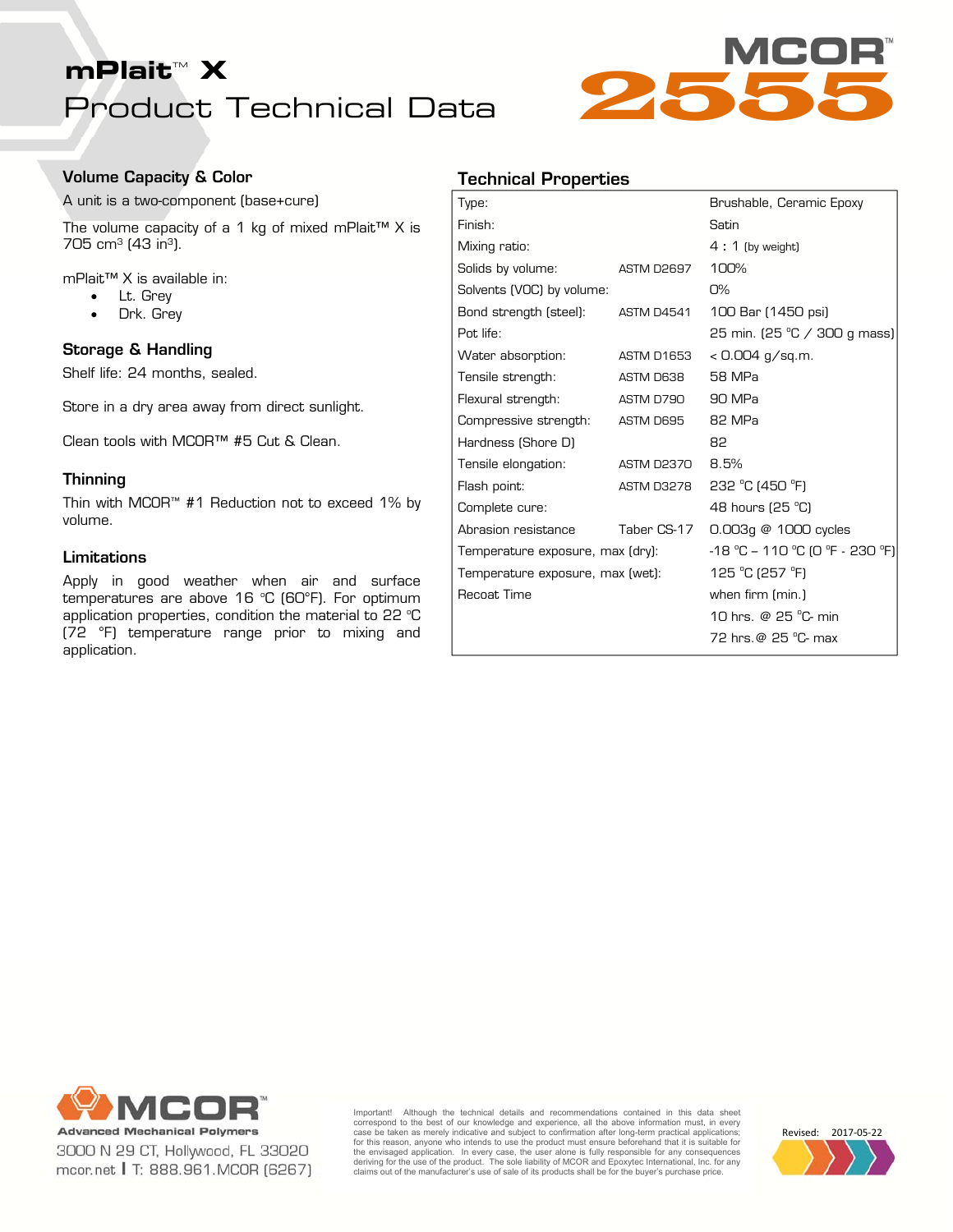# mPlait™ X

# Product Technical Data

MCOR™ 2555

## Volume Capacity & Color

A unit is a two-component (base+cure)

The volume capacity of a 1 kg of mixed mPlait™ X is 705 cm³ (43 in³).

mPlait™ X is available in:

- Lt. Grey
- Drk. Grey

## Storage & Handling

Shelf life: 24 months, sealed.

Store in a dry area away from direct sunlight.

Clean tools with MCOR™ #5 Cut & Clean.

## Thinning

Thin with MCOR™ #1 Reduction not to exceed 1% by volume.

## Limitations

Apply in good weather when air and surface temperatures are above 16 °C (60°F). For optimum application properties, condition the material to 22 °C (72 °F) temperature range prior to mixing and application.

## Technical Properties

| | | |
|---|---|---|
| Type: | | Brushable, Ceramic Epoxy |
| Finish: | | Satin |
| Mixing ratio: | | 4 : 1 (by weight) |
| Solids by volume: | ASTM D2697 | 100% |
| Solvents (VOC) by volume: | | 0% |
| Bond strength (steel): | ASTM D4541 | 100 Bar (1450 psi) |
| Pot life: | | 25 min. (25 °C / 300 g mass) |
| Water absorption: | ASTM D1653 | < 0.004 g/sq.m. |
| Tensile strength: | ASTM D638 | 58 MPa |
| Flexural strength: | ASTM D790 | 90 MPa |
| Compressive strength: | ASTM D695 | 82 MPa |
| Hardness (Shore D) | | 82 |
| Tensile elongation: | ASTM D2370 | 8.5% |
| Flash point: | ASTM D3278 | 232 °C (450 °F) |
| Complete cure: | | 48 hours (25 °C) |
| Abrasion resistance | Taber CS-17 | 0.003g @ 1000 cycles |
| Temperature exposure, max (dry): | | -18 °C – 110 °C (0 °F - 230 °F) |
| Temperature exposure, max (wet): | | 125 °C (257 °F) |
| Recoat Time | | when firm (min.) |
| | | 10 hrs. @ 25 °C- min |
| | | 72 hrs.@ 25 °C- max |

MCOR™ Advanced Mechanical Polymers

3000 N 29 CT, Hollywood, FL 33020

mcor.net | T: 888.961.MCOR (6267)

Important! Although the technical details and recommendations contained in this data sheet correspond to the best of our knowledge and experience, all the above information must, in every case be taken as merely indicative and subject to confirmation after long-term practical applications; for this reason, anyone who intends to use the product must ensure beforehand that it is suitable for the envisaged application. In every case, the user alone is fully responsible for any consequences deriving for the use of the product. The sole liability of MCOR and Epoxytec International, Inc. for any claims out of the manufacturer's use of sale of its products shall be for the buyer's purchase price.

Revised: 2017-05-22